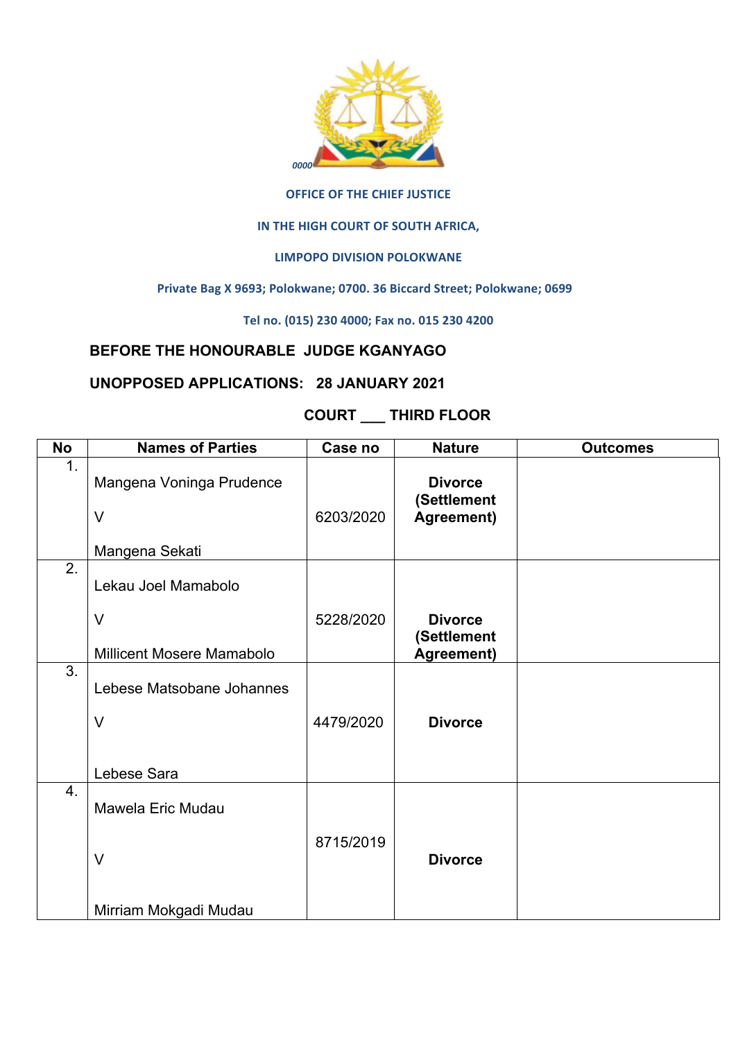0000

**OFFICE OF THE CHIEF JUSTICE**

**IN THE HIGH COURT OF SOUTH AFRICA,**

**LIMPOPO DIVISION POLOKWANE**

**Private Bag X 9693; Polokwane; 0700. 36 Biccard Street; Polokwane; 0699**

**Tel no. (015) 230 4000; Fax no. 015 230 4200**

**BEFORE THE HONOURABLE JUDGE KGANYAGO**

**UNOPPOSED APPLICATIONS: 28 JANUARY 2021**

**COURT ___ THIRD FLOOR**

| No | Names of Parties | Case no | Nature | Outcomes |
|---|---|---|---|---|
| 1. | Mangena Voninga Prudence<br><br>V<br><br>Mangena Sekati | 6203/2020 | **Divorce (Settlement Agreement)** | |
| 2. | Lekau Joel Mamabolo<br><br>V<br><br>Millicent Mosere Mamabolo | 5228/2020 | **Divorce (Settlement Agreement)** | |
| 3. | Lebese Matsobane Johannes<br><br>V<br><br>Lebese Sara | 4479/2020 | **Divorce** | |
| 4. | Mawela Eric Mudau<br><br>V<br><br>Mirriam Mokgadi Mudau | 8715/2019 | **Divorce** | |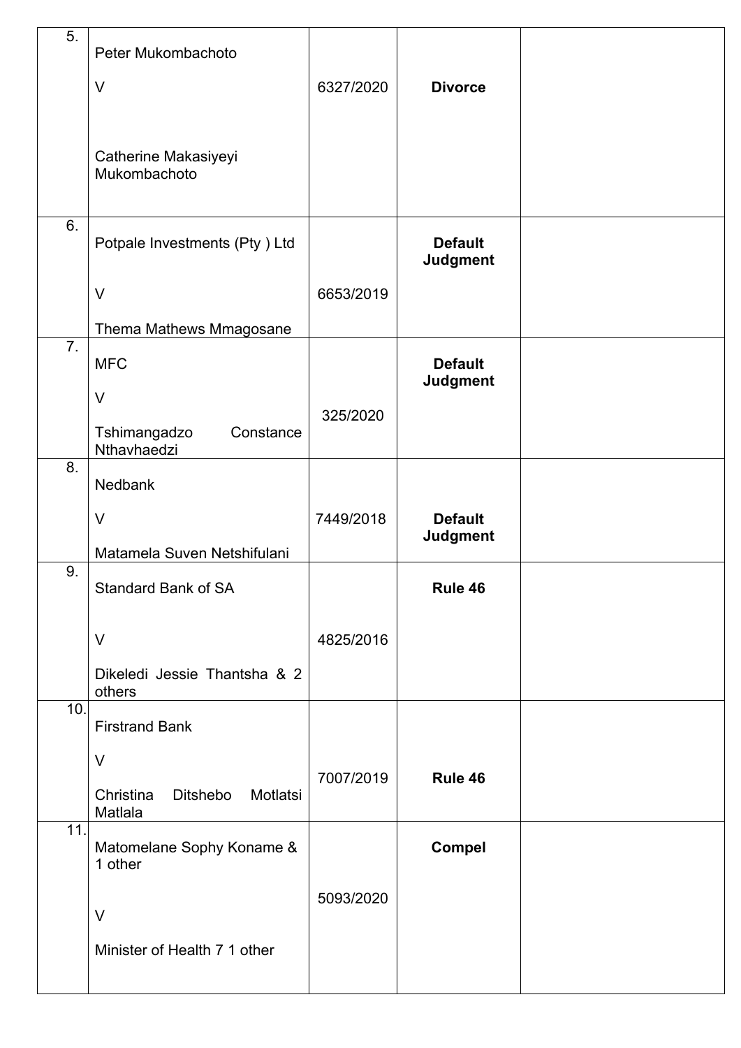| 5. | Peter Mukombachoto<br><br>V<br><br>Catherine Makasiyeyi Mukombachoto | 6327/2020 | **Divorce** | |
|---|---|---|---|---|
| 6. | Potpale Investments (Pty ) Ltd<br><br>V<br><br>Thema Mathews Mmagosane | 6653/2019 | **Default Judgment** | |
| 7. | MFC<br><br>V<br><br>Tshimangadzo Constance Nthavhaedzi | 325/2020 | **Default Judgment** | |
| 8. | Nedbank<br><br>V<br><br>Matamela Suven Netshifulani | 7449/2018 | **Default Judgment** | |
| 9. | Standard Bank of SA<br><br>V<br><br>Dikeledi Jessie Thantsha & 2 others | 4825/2016 | **Rule 46** | |
| 10. | Firstrand Bank<br><br>V<br><br>Christina Ditshebo Motlatsi Matlala | 7007/2019 | **Rule 46** | |
| 11. | Matomelane Sophy Koname & 1 other<br><br>V<br><br>Minister of Health 7 1 other | 5093/2020 | **Compel** | |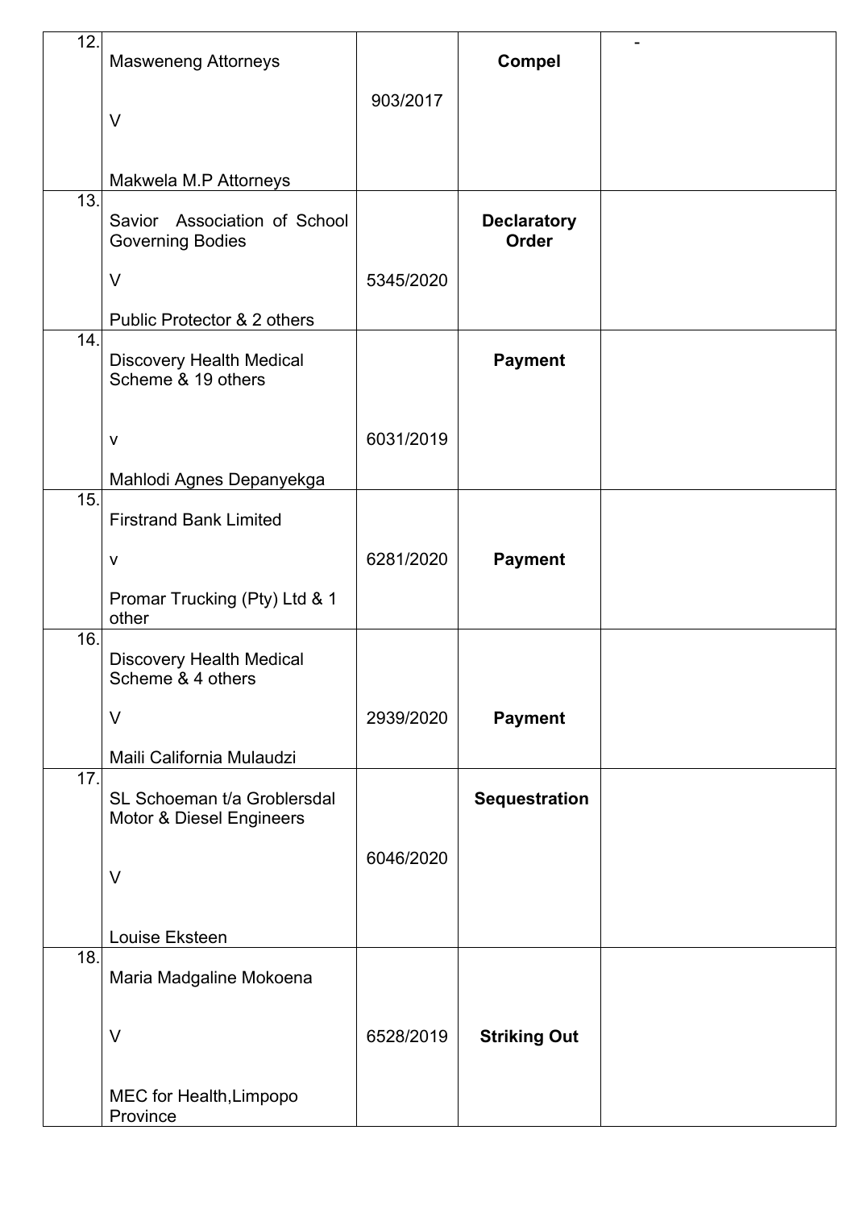| 12. | Masweneng Attorneys<br><br>V<br><br>Makwela M.P Attorneys | 903/2017 | **Compel** | - |
|---|---|---|---|---|
| 13. | Savior Association of School Governing Bodies<br><br>V<br><br>Public Protector & 2 others | 5345/2020 | **Declaratory Order** | |
| 14. | Discovery Health Medical Scheme & 19 others<br><br>v<br><br>Mahlodi Agnes Depanyekga | 6031/2019 | **Payment** | |
| 15. | Firstrand Bank Limited<br><br>v<br><br>Promar Trucking (Pty) Ltd & 1 other | 6281/2020 | **Payment** | |
| 16. | Discovery Health Medical Scheme & 4 others<br><br>V<br><br>Maili California Mulaudzi | 2939/2020 | **Payment** | |
| 17. | SL Schoeman t/a Groblersdal Motor & Diesel Engineers<br><br>V<br><br>Louise Eksteen | 6046/2020 | **Sequestration** | |
| 18. | Maria Madgaline Mokoena<br><br>V<br><br>MEC for Health,Limpopo Province | 6528/2019 | **Striking Out** | |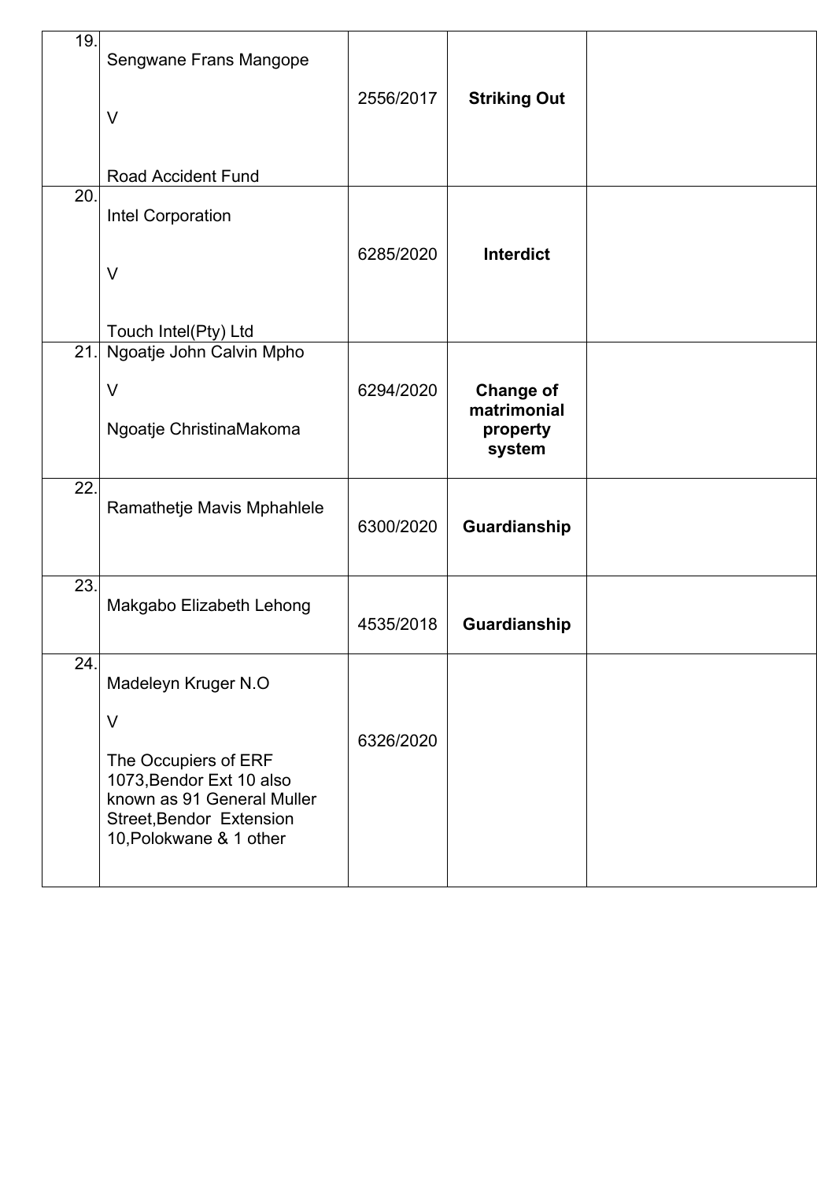| | | | | |
|---|---|---|---|---|
| 19. | Sengwane Frans Mangope<br><br>V<br><br>Road Accident Fund | 2556/2017 | **Striking Out** | |
| 20. | Intel Corporation<br><br>V<br><br>Touch Intel(Pty) Ltd | 6285/2020 | **Interdict** | |
| 21. | Ngoatje John Calvin Mpho<br><br>V<br><br>Ngoatje ChristinaMakoma | 6294/2020 | **Change of matrimonial property system** | |
| 22. | Ramathetje Mavis Mphahlele | 6300/2020 | **Guardianship** | |
| 23. | Makgabo Elizabeth Lehong | 4535/2018 | **Guardianship** | |
| 24. | Madeleyn Kruger N.O<br><br>V<br><br>The Occupiers of ERF 1073,Bendor Ext 10 also known as 91 General Muller Street,Bendor Extension 10,Polokwane & 1 other | 6326/2020 | | |